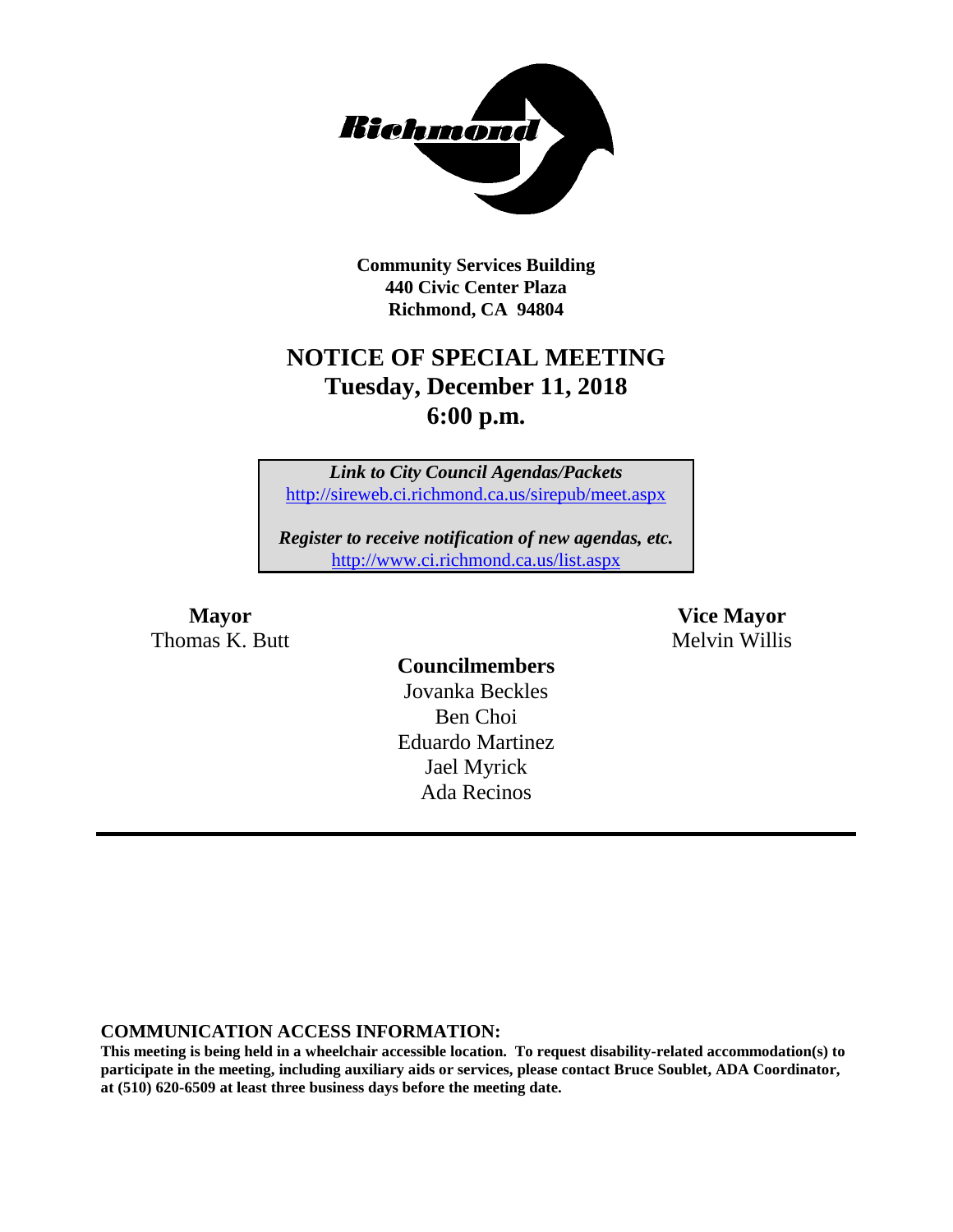**Community Services Building**
**440 Civic Center Plaza**
**Richmond, CA 94804**

# NOTICE OF SPECIAL MEETING
## Tuesday, December 11, 2018
## 6:00 p.m.

***Link to City Council Agendas/Packets***
http://sireweb.ci.richmond.ca.us/sirepub/meet.aspx

***Register to receive notification of new agendas, etc.***
http://www.ci.richmond.ca.us/list.aspx

**Mayor**
Thomas K. Butt

**Vice Mayor**
Melvin Willis

**Councilmembers**
Jovanka Beckles
Ben Choi
Eduardo Martinez
Jael Myrick
Ada Recinos

---

**COMMUNICATION ACCESS INFORMATION:**
**This meeting is being held in a wheelchair accessible location. To request disability-related accommodation(s) to participate in the meeting, including auxiliary aids or services, please contact Bruce Soublet, ADA Coordinator, at (510) 620-6509 at least three business days before the meeting date.**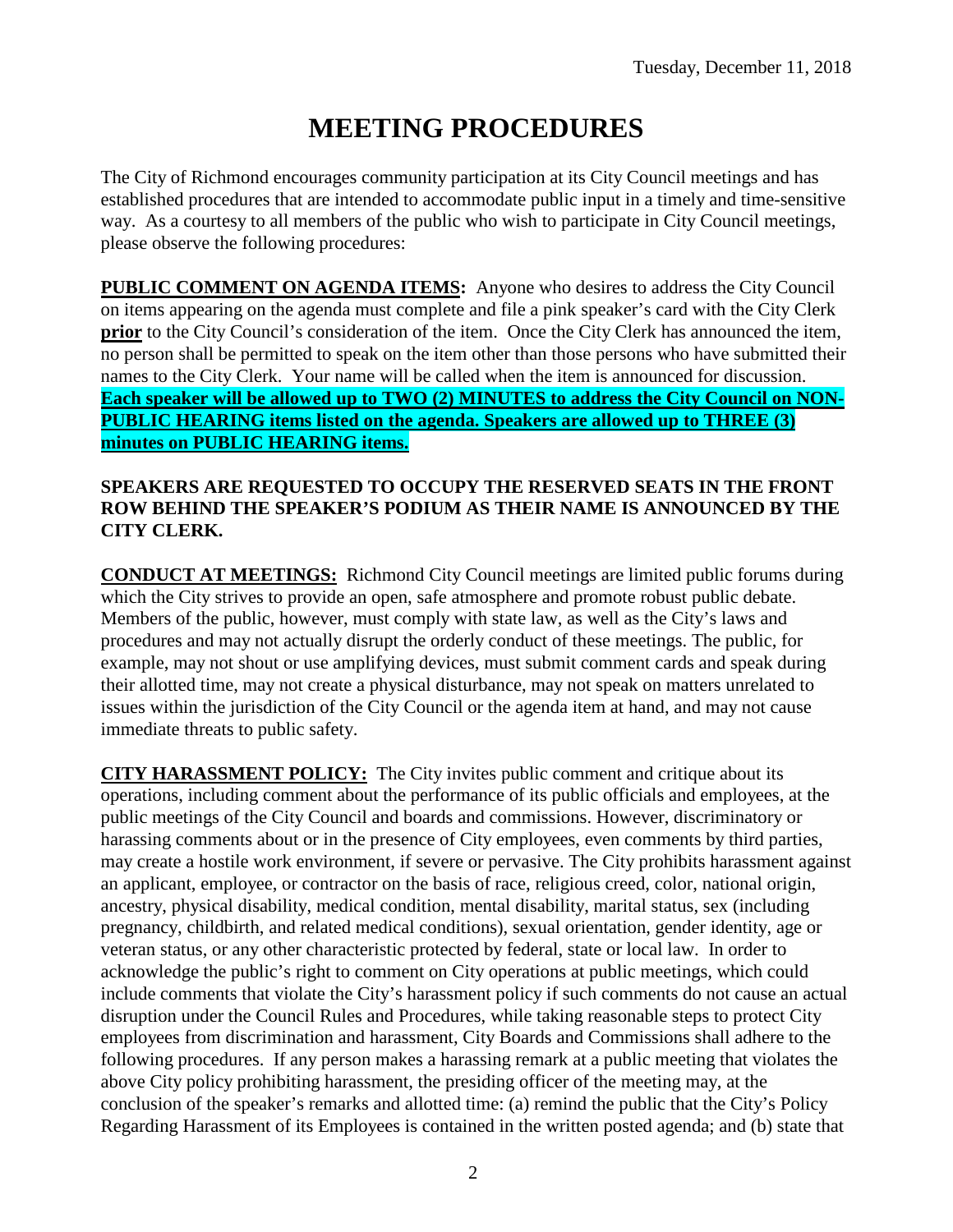Tuesday, December 11, 2018

# MEETING PROCEDURES

The City of Richmond encourages community participation at its City Council meetings and has established procedures that are intended to accommodate public input in a timely and time-sensitive way. As a courtesy to all members of the public who wish to participate in City Council meetings, please observe the following procedures:

**PUBLIC COMMENT ON AGENDA ITEMS:** Anyone who desires to address the City Council on items appearing on the agenda must complete and file a pink speaker's card with the City Clerk **prior** to the City Council's consideration of the item. Once the City Clerk has announced the item, no person shall be permitted to speak on the item other than those persons who have submitted their names to the City Clerk. Your name will be called when the item is announced for discussion. **Each speaker will be allowed up to TWO (2) MINUTES to address the City Council on NON-PUBLIC HEARING items listed on the agenda. Speakers are allowed up to THREE (3) minutes on PUBLIC HEARING items.**

**SPEAKERS ARE REQUESTED TO OCCUPY THE RESERVED SEATS IN THE FRONT ROW BEHIND THE SPEAKER'S PODIUM AS THEIR NAME IS ANNOUNCED BY THE CITY CLERK.**

**CONDUCT AT MEETINGS:** Richmond City Council meetings are limited public forums during which the City strives to provide an open, safe atmosphere and promote robust public debate. Members of the public, however, must comply with state law, as well as the City's laws and procedures and may not actually disrupt the orderly conduct of these meetings. The public, for example, may not shout or use amplifying devices, must submit comment cards and speak during their allotted time, may not create a physical disturbance, may not speak on matters unrelated to issues within the jurisdiction of the City Council or the agenda item at hand, and may not cause immediate threats to public safety.

**CITY HARASSMENT POLICY:** The City invites public comment and critique about its operations, including comment about the performance of its public officials and employees, at the public meetings of the City Council and boards and commissions. However, discriminatory or harassing comments about or in the presence of City employees, even comments by third parties, may create a hostile work environment, if severe or pervasive. The City prohibits harassment against an applicant, employee, or contractor on the basis of race, religious creed, color, national origin, ancestry, physical disability, medical condition, mental disability, marital status, sex (including pregnancy, childbirth, and related medical conditions), sexual orientation, gender identity, age or veteran status, or any other characteristic protected by federal, state or local law. In order to acknowledge the public's right to comment on City operations at public meetings, which could include comments that violate the City's harassment policy if such comments do not cause an actual disruption under the Council Rules and Procedures, while taking reasonable steps to protect City employees from discrimination and harassment, City Boards and Commissions shall adhere to the following procedures. If any person makes a harassing remark at a public meeting that violates the above City policy prohibiting harassment, the presiding officer of the meeting may, at the conclusion of the speaker's remarks and allotted time: (a) remind the public that the City's Policy Regarding Harassment of its Employees is contained in the written posted agenda; and (b) state that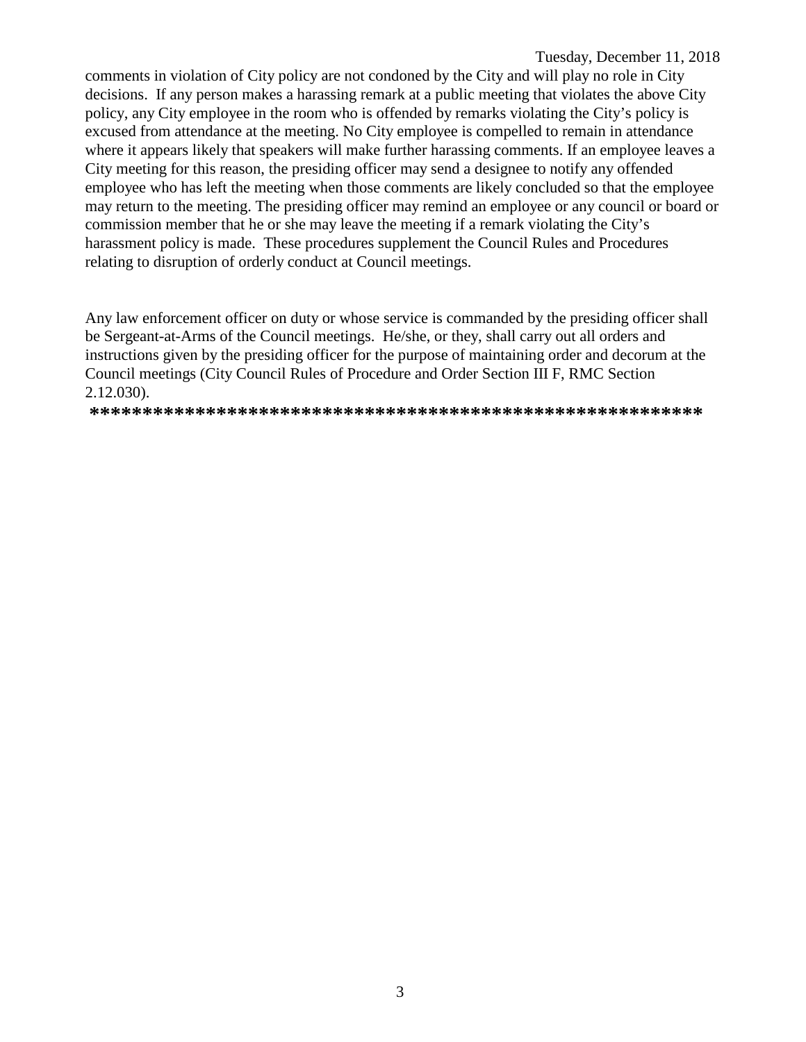comments in violation of City policy are not condoned by the City and will play no role in City decisions. If any person makes a harassing remark at a public meeting that violates the above City policy, any City employee in the room who is offended by remarks violating the City's policy is excused from attendance at the meeting. No City employee is compelled to remain in attendance where it appears likely that speakers will make further harassing comments. If an employee leaves a City meeting for this reason, the presiding officer may send a designee to notify any offended employee who has left the meeting when those comments are likely concluded so that the employee may return to the meeting. The presiding officer may remind an employee or any council or board or commission member that he or she may leave the meeting if a remark violating the City's harassment policy is made. These procedures supplement the Council Rules and Procedures relating to disruption of orderly conduct at Council meetings.

Any law enforcement officer on duty or whose service is commanded by the presiding officer shall be Sergeant-at-Arms of the Council meetings. He/she, or they, shall carry out all orders and instructions given by the presiding officer for the purpose of maintaining order and decorum at the Council meetings (City Council Rules of Procedure and Order Section III F, RMC Section 2.12.030).

**********************************************************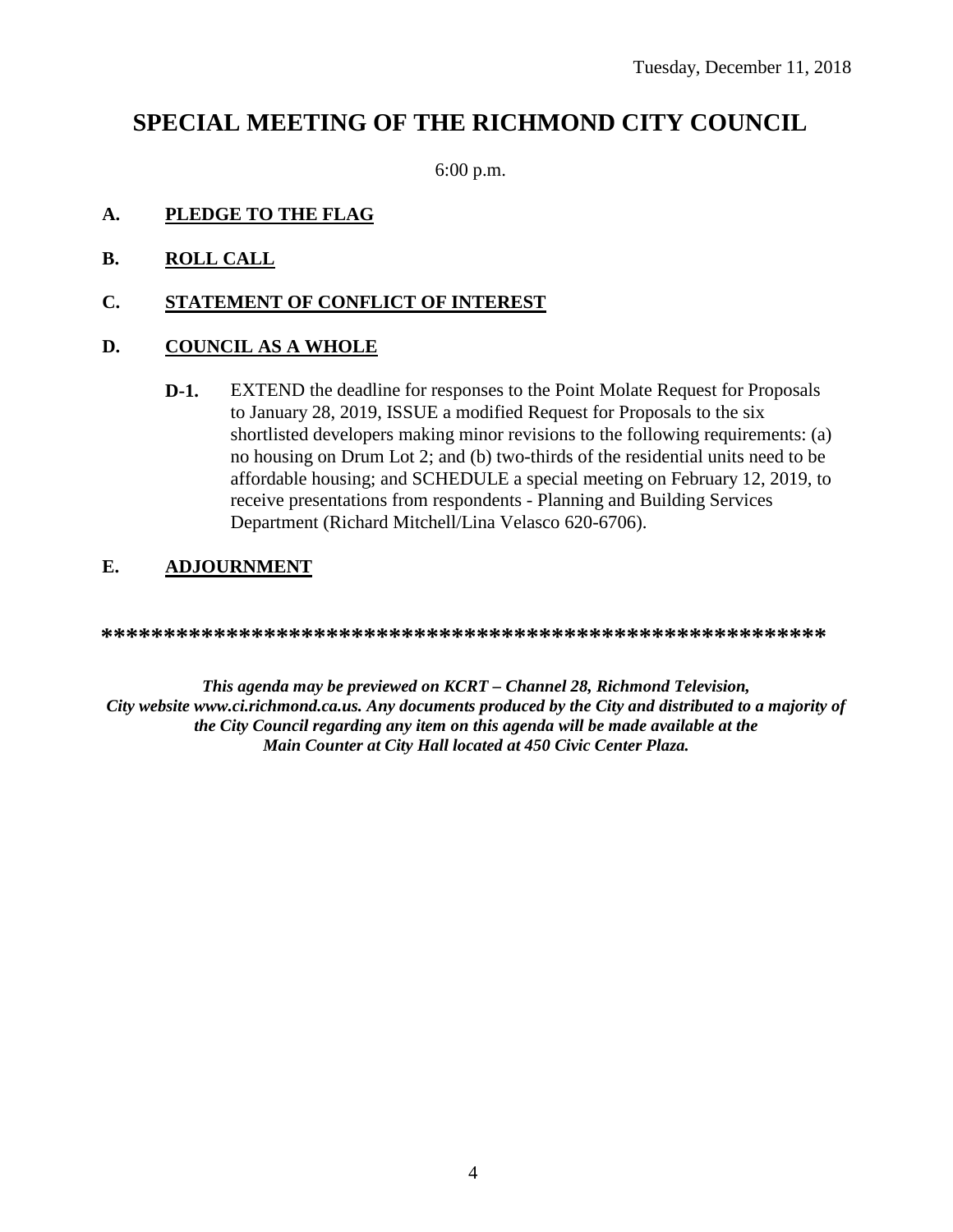Tuesday, December 11, 2018

# SPECIAL MEETING OF THE RICHMOND CITY COUNCIL

6:00 p.m.

**A. PLEDGE TO THE FLAG**

**B. ROLL CALL**

**C. STATEMENT OF CONFLICT OF INTEREST**

**D. COUNCIL AS A WHOLE**

**D-1.** EXTEND the deadline for responses to the Point Molate Request for Proposals to January 28, 2019, ISSUE a modified Request for Proposals to the six shortlisted developers making minor revisions to the following requirements: (a) no housing on Drum Lot 2; and (b) two-thirds of the residential units need to be affordable housing; and SCHEDULE a special meeting on February 12, 2019, to receive presentations from respondents - Planning and Building Services Department (Richard Mitchell/Lina Velasco 620-6706).

**E. ADJOURNMENT**

**************************************************************

***This agenda may be previewed on KCRT – Channel 28, Richmond Television, City website www.ci.richmond.ca.us. Any documents produced by the City and distributed to a majority of the City Council regarding any item on this agenda will be made available at the Main Counter at City Hall located at 450 Civic Center Plaza.***